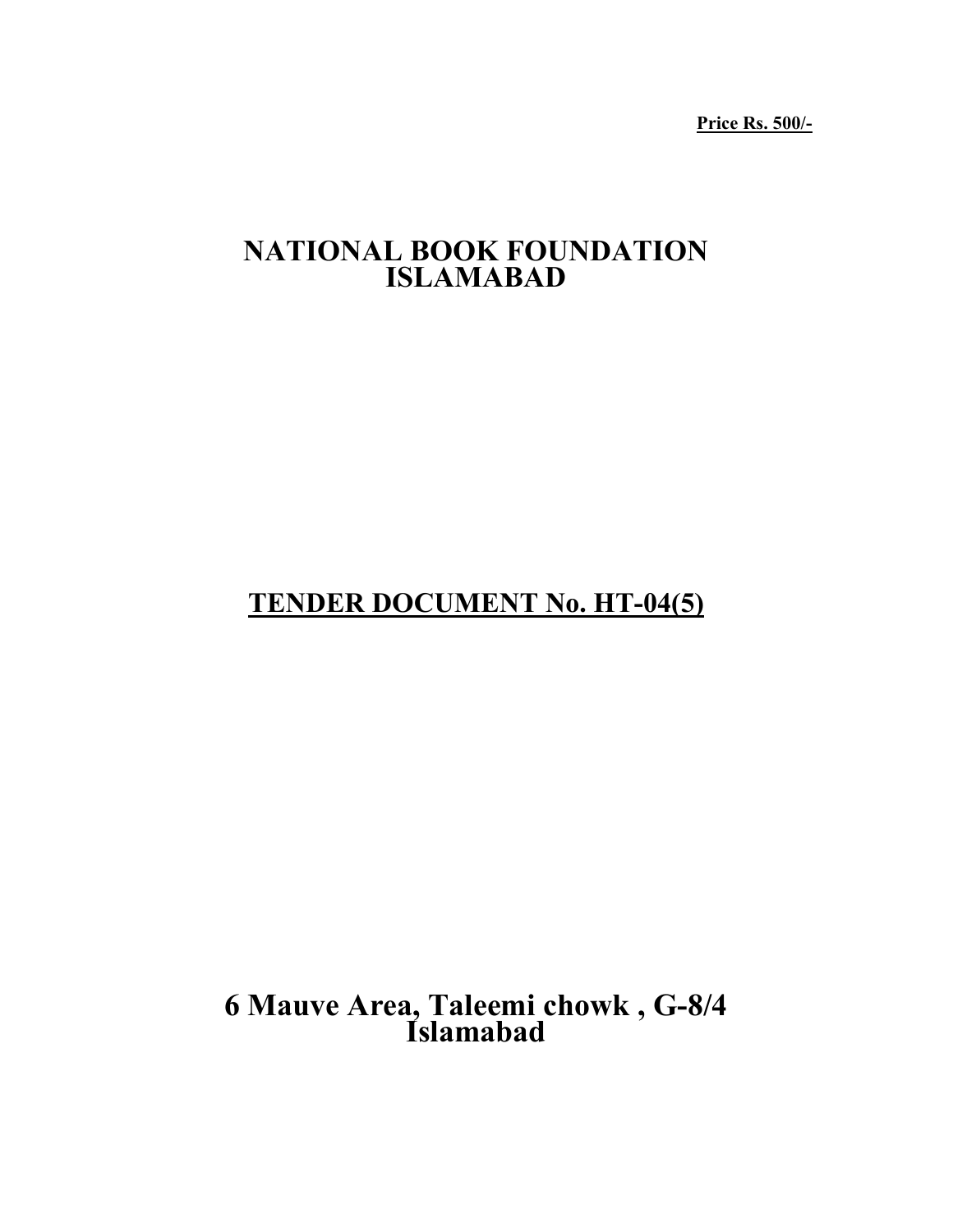**Price Rs. 500/-**

# NATIONAL BOOK FOUNDATION
# ISLAMABAD

## TENDER DOCUMENT No. HT-04(5)

# 6 Mauve Area, Taleemi chowk , G-8/4
# Islamabad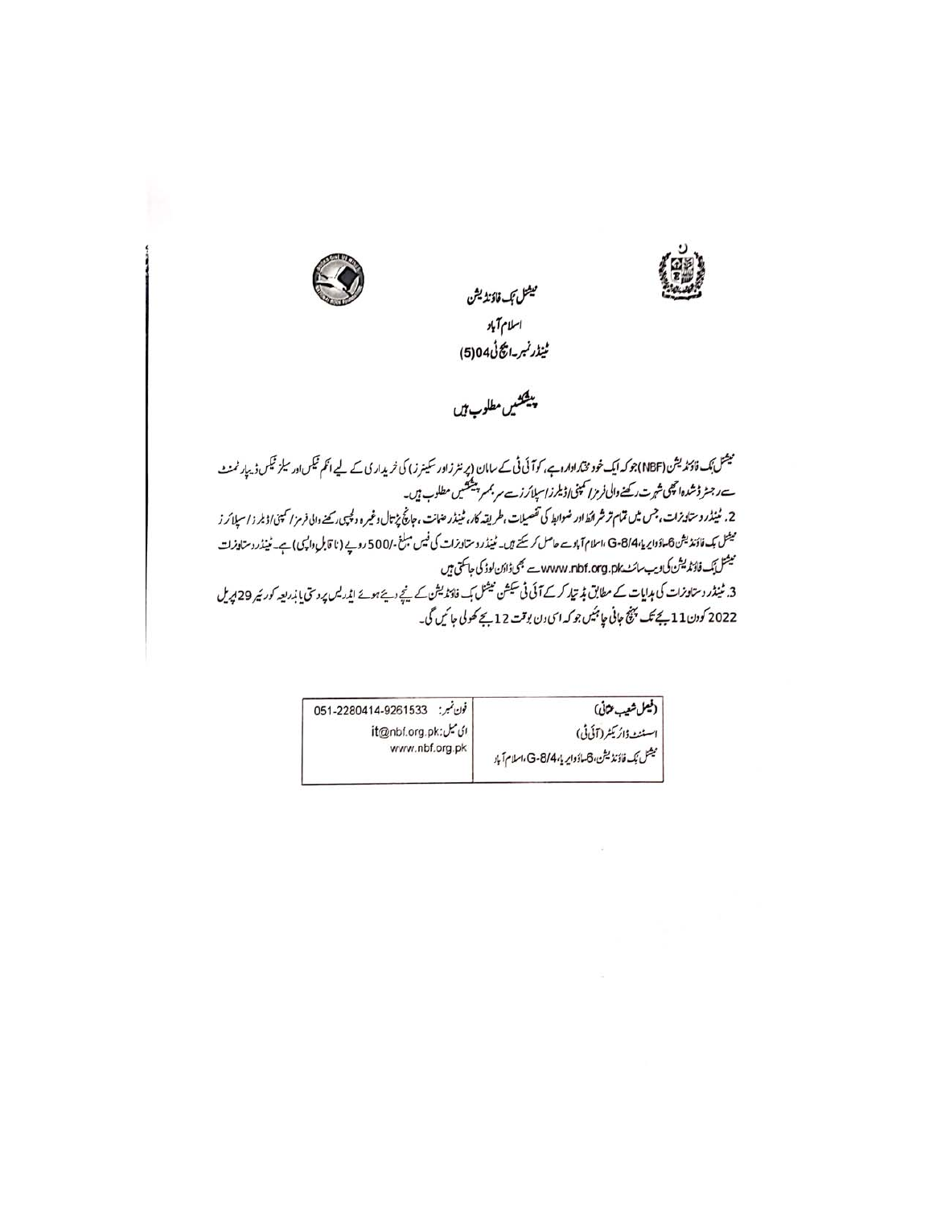نیشنل بک فاؤنڈیشن

اسلام آباد

ٹینڈر نمبر۔ ایچ ٹی 04(5)

## پیشکشیں مطلوب ہیں

نیشنل بک فاؤنڈیشن (NBF) جو کہ ایک خود مختار ادارہ ہے، کو آئی ٹی کے سامان (پرنٹرز اور سکینرز) کی خریداری کے لیے انکم ٹیکس اور سیلز ٹیکس ڈیپارٹمنٹ سے رجسٹرڈ شدہ اچھی شہرت رکھنے والی فرمز/ کمپنی/ڈیلرز/سپلائرز سے سربمہر پیشکشیں مطلوب ہیں۔

2. ٹینڈر دستاویزات، جس میں تمام تر شرائط اور ضوابط کی تفصیلات، طریقہ کار، ٹینڈر ضمانت، جانچ پڑتال وغیرہ دلچسپی رکھنے والی فرمز/ کمپنی/ڈیلرز/سپلائرز نیشنل بک فاؤنڈیشن 6-ماؤ ایریا، G-8/4، اسلام آباد سے حاصل کر سکتے ہیں۔ ٹینڈر دستاویزات کی فیس مبلغ -/500 روپے (ناقابل واپسی) ہے۔ ٹینڈر دستاویزات نیشنل بک فاؤنڈیشن کی ویب سائٹ www.nbf.org.pk سے بھی ڈاؤن لوڈ کی جا سکتی ہیں

3. ٹینڈر دستاویزات کی ہدایات کے مطابق بڈ تیار کر کے آئی ٹی سیکشن نیشنل بک فاؤنڈیشن کے نیچے دیے ہوئے ایڈریس پر دستی یا بذریعہ کوریئر 29 اپریل 2022 کو دن 11 بجے تک پہنچ جانی چاہئیں جو کہ اسی دن بوقت 12 بجے کھولی جائیں گی۔

| (فیصل شعیب عثمانی)<br>اسسٹنٹ ڈائریکٹر (آئی ٹی)<br>نیشنل بک فاؤنڈیشن، 6-ماؤ ایریا، G-8/4، اسلام آباد | فون نمبر: 051-2280414-9261533<br>ای میل: it@nbf.org.pk<br>www.nbf.org.pk |
|---|---|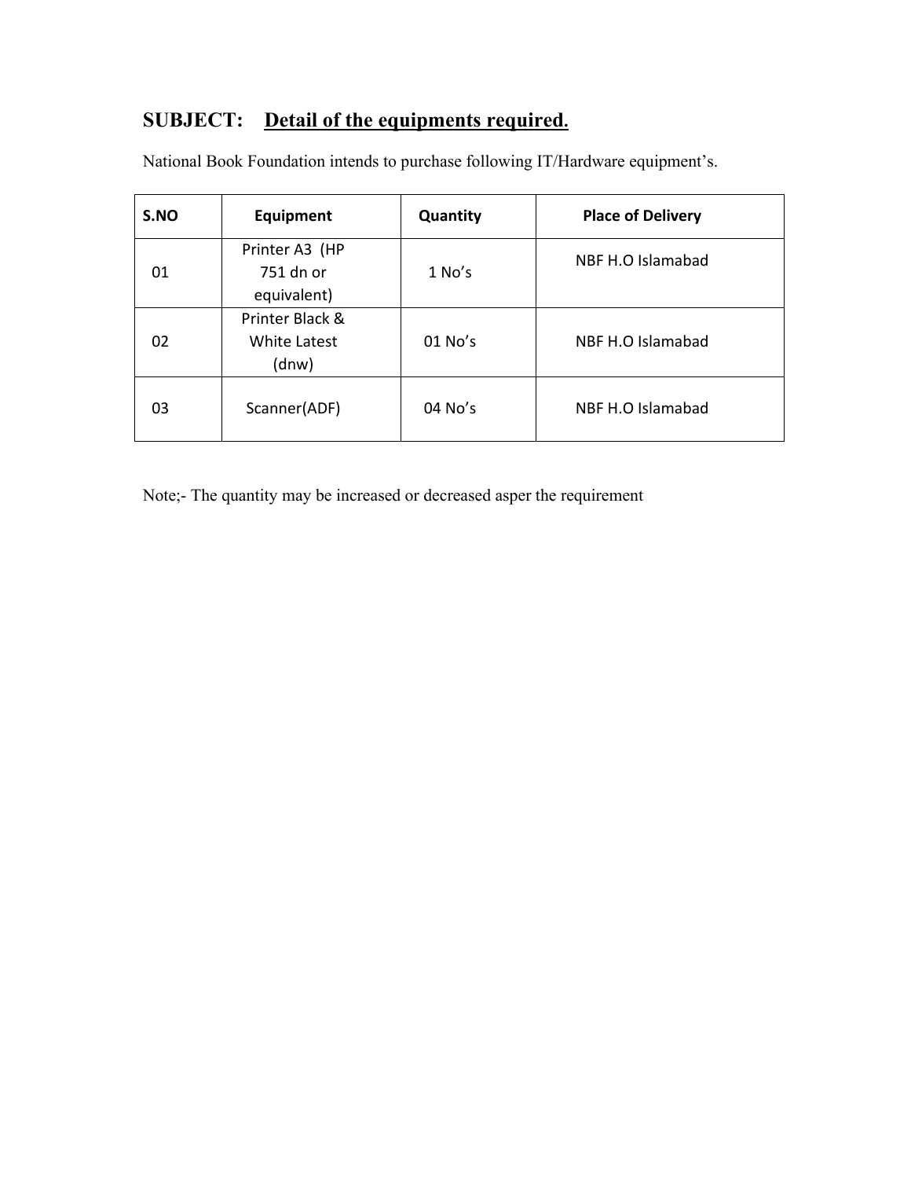**SUBJECT:** **<u>Detail of the equipments required.</u>**

National Book Foundation intends to purchase following IT/Hardware equipment's.

| S.NO | Equipment | Quantity | Place of Delivery |
|---|---|---|---|
| 01 | Printer A3 (HP 751 dn or equivalent) | 1 No's | NBF H.O Islamabad |
| 02 | Printer Black & White Latest (dnw) | 01 No's | NBF H.O Islamabad |
| 03 | Scanner(ADF) | 04 No's | NBF H.O Islamabad |

Note;- The quantity may be increased or decreased asper the requirement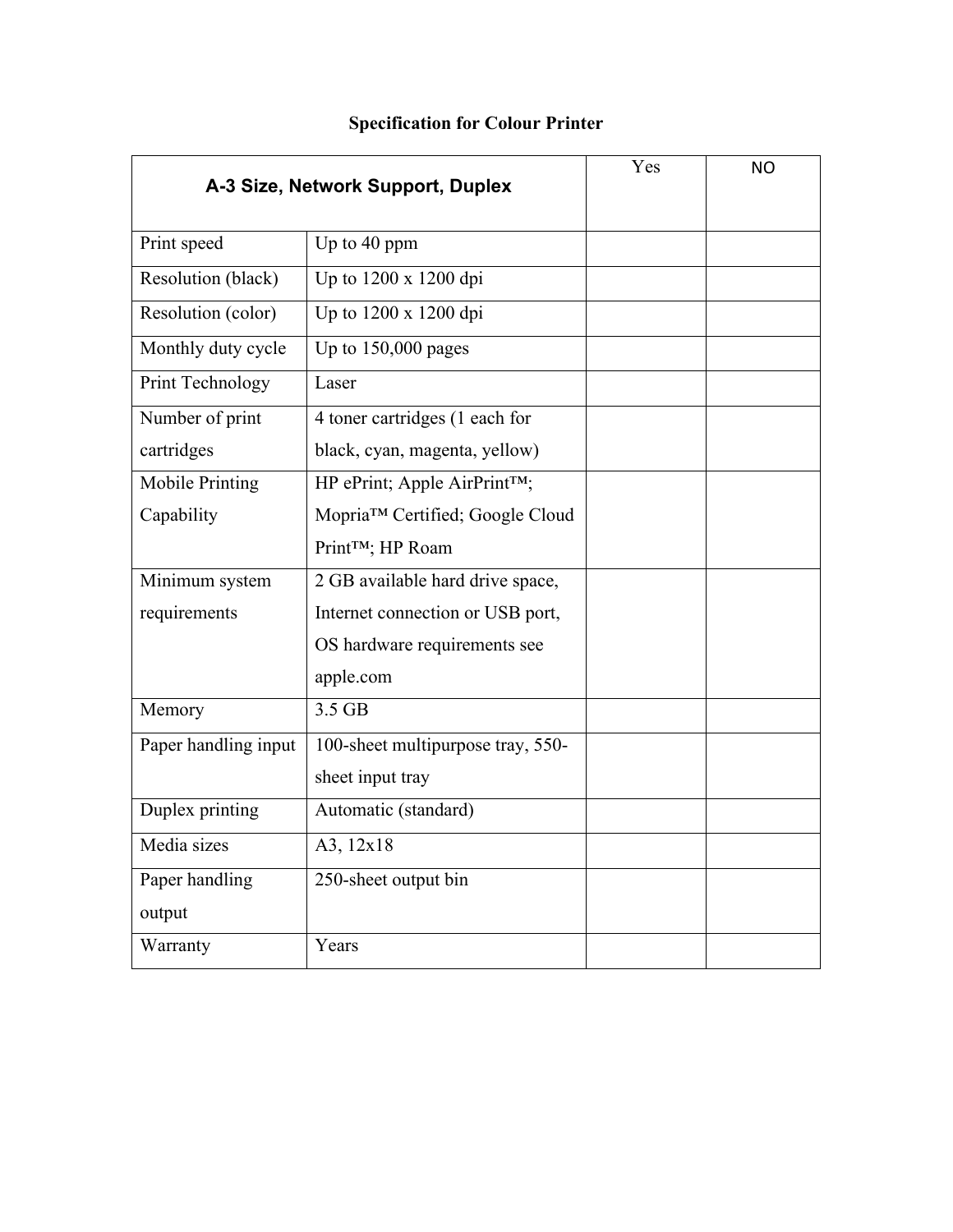**Specification for Colour Printer**

| A-3 Size, Network Support, Duplex | | Yes | NO |
|---|---|---|---|
| Print speed | Up to 40 ppm | | |
| Resolution (black) | Up to 1200 x 1200 dpi | | |
| Resolution (color) | Up to 1200 x 1200 dpi | | |
| Monthly duty cycle | Up to 150,000 pages | | |
| Print Technology | Laser | | |
| Number of print cartridges | 4 toner cartridges (1 each for black, cyan, magenta, yellow) | | |
| Mobile Printing Capability | HP ePrint; Apple AirPrint™; Mopria™ Certified; Google Cloud Print™; HP Roam | | |
| Minimum system requirements | 2 GB available hard drive space, Internet connection or USB port, OS hardware requirements see apple.com | | |
| Memory | 3.5 GB | | |
| Paper handling input | 100-sheet multipurpose tray, 550-sheet input tray | | |
| Duplex printing | Automatic (standard) | | |
| Media sizes | A3, 12x18 | | |
| Paper handling output | 250-sheet output bin | | |
| Warranty | Years | | |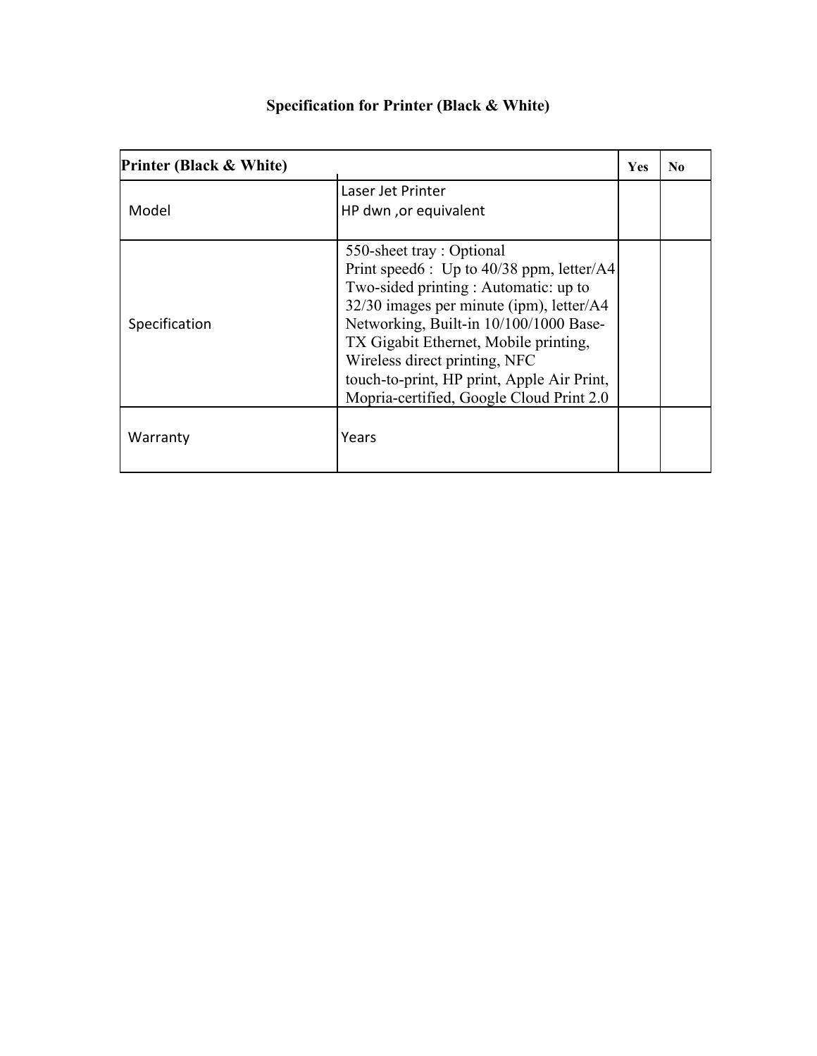## Specification for Printer (Black & White)

| Printer (Black & White) | | Yes | No |
|---|---|---|---|
| Model | Laser Jet Printer<br>HP dwn ,or equivalent | | |
| Specification | 550-sheet tray : Optional<br>Print speed6 : Up to 40/38 ppm, letter/A4<br>Two-sided printing : Automatic: up to 32/30 images per minute (ipm), letter/A4<br>Networking, Built-in 10/100/1000 Base-TX Gigabit Ethernet, Mobile printing, Wireless direct printing, NFC touch-to-print, HP print, Apple Air Print, Mopria-certified, Google Cloud Print 2.0 | | |
| Warranty | Years | | |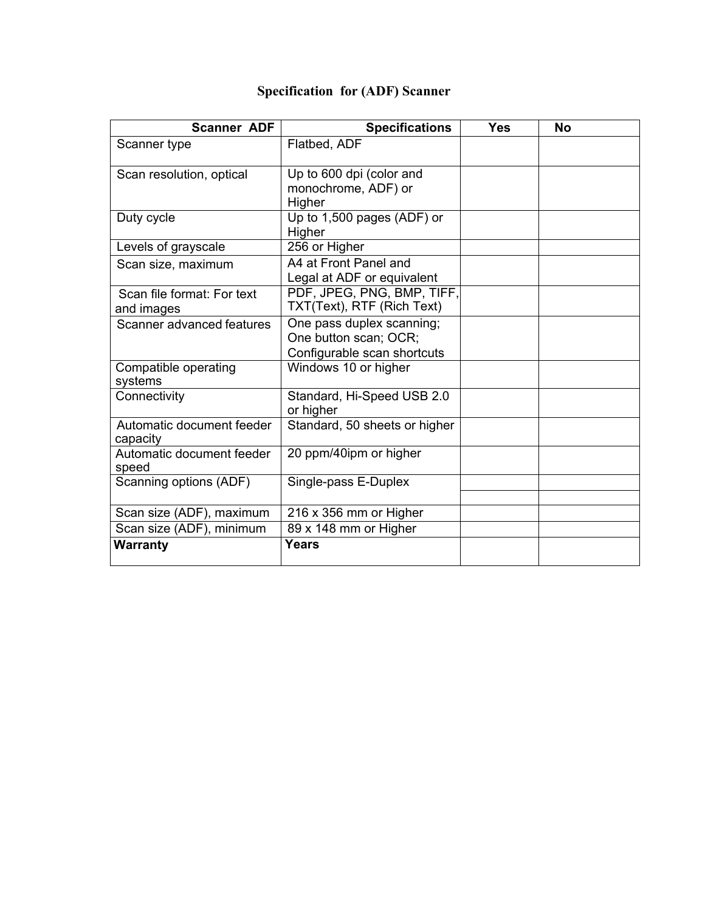## Specification for (ADF) Scanner

| Scanner ADF | Specifications | Yes | No |
|---|---|---|---|
| Scanner type | Flatbed, ADF | | |
| Scan resolution, optical | Up to 600 dpi (color and monochrome, ADF) or Higher | | |
| Duty cycle | Up to 1,500 pages (ADF) or Higher | | |
| Levels of grayscale | 256 or Higher | | |
| Scan size, maximum | A4 at Front Panel and Legal at ADF or equivalent | | |
| Scan file format: For text and images | PDF, JPEG, PNG, BMP, TIFF, TXT(Text), RTF (Rich Text) | | |
| Scanner advanced features | One pass duplex scanning; One button scan; OCR; Configurable scan shortcuts | | |
| Compatible operating systems | Windows 10 or higher | | |
| Connectivity | Standard, Hi-Speed USB 2.0 or higher | | |
| Automatic document feeder capacity | Standard, 50 sheets or higher | | |
| Automatic document feeder speed | 20 ppm/40ipm or higher | | |
| Scanning options (ADF) | Single-pass E-Duplex | | |
| Scan size (ADF), maximum | 216 x 356 mm or Higher | | |
| Scan size (ADF), minimum | 89 x 148 mm or Higher | | |
| **Warranty** | **Years** | | |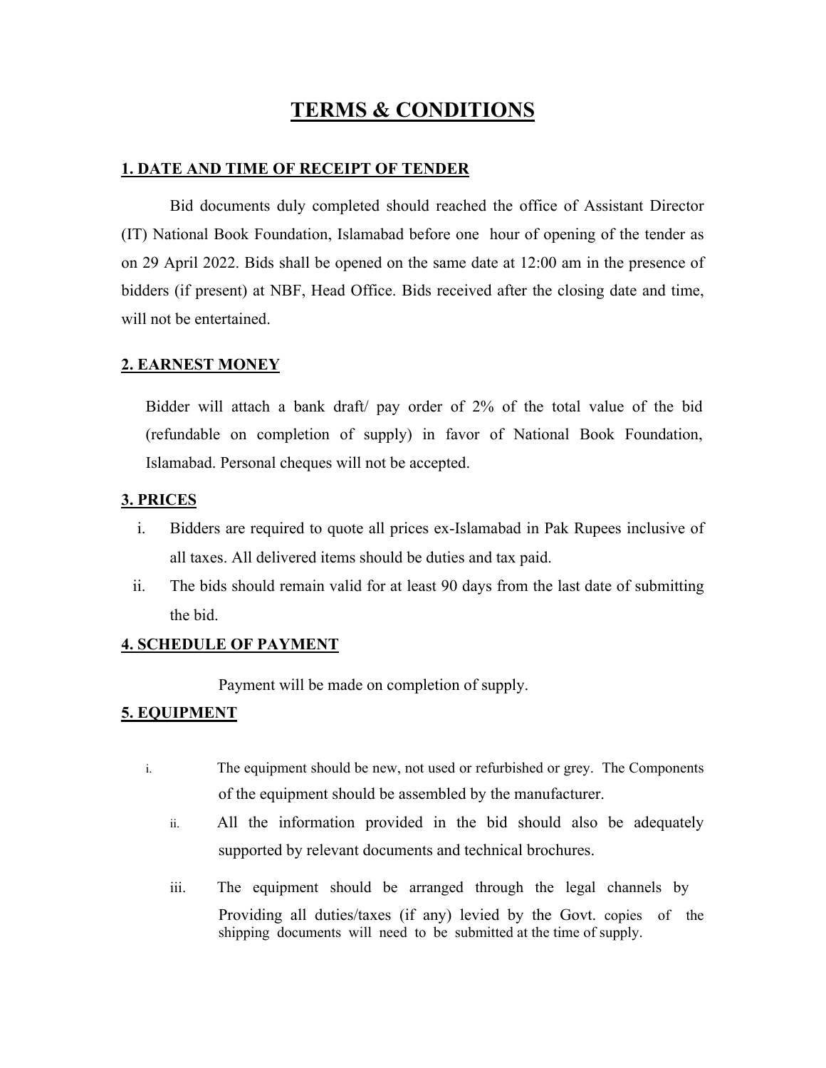# TERMS & CONDITIONS

## 1. DATE AND TIME OF RECEIPT OF TENDER

Bid documents duly completed should reached the office of Assistant Director (IT) National Book Foundation, Islamabad before one hour of opening of the tender as on 29 April 2022. Bids shall be opened on the same date at 12:00 am in the presence of bidders (if present) at NBF, Head Office. Bids received after the closing date and time, will not be entertained.

## 2. EARNEST MONEY

Bidder will attach a bank draft/ pay order of 2% of the total value of the bid (refundable on completion of supply) in favor of National Book Foundation, Islamabad. Personal cheques will not be accepted.

## 3. PRICES

i. Bidders are required to quote all prices ex-Islamabad in Pak Rupees inclusive of all taxes. All delivered items should be duties and tax paid.

ii. The bids should remain valid for at least 90 days from the last date of submitting the bid.

## 4. SCHEDULE OF PAYMENT

Payment will be made on completion of supply.

## 5. EQUIPMENT

i. The equipment should be new, not used or refurbished or grey. The Components of the equipment should be assembled by the manufacturer.

ii. All the information provided in the bid should also be adequately supported by relevant documents and technical brochures.

iii. The equipment should be arranged through the legal channels by Providing all duties/taxes (if any) levied by the Govt. copies of the shipping documents will need to be submitted at the time of supply.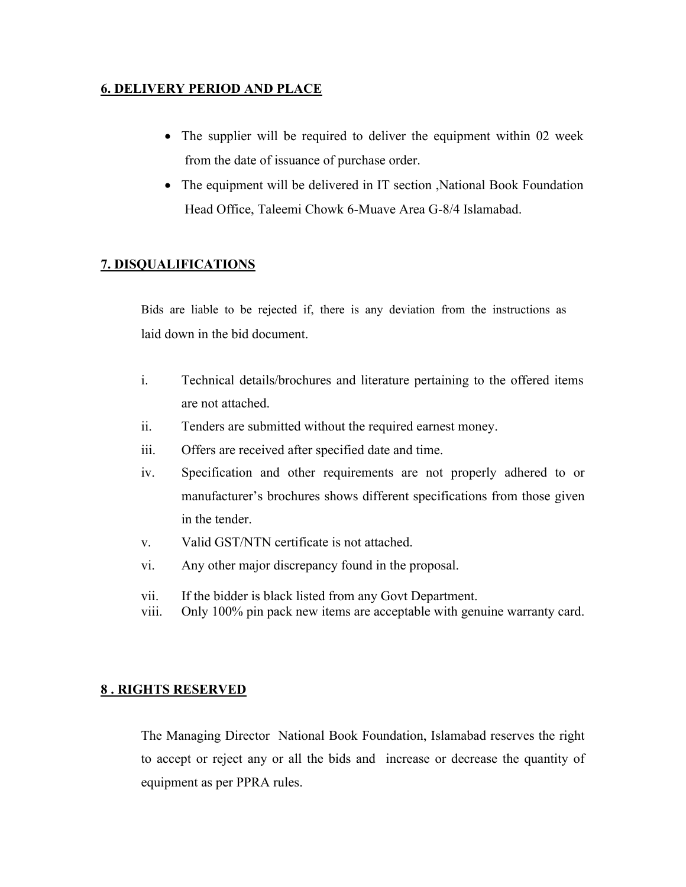## 6. DELIVERY PERIOD AND PLACE

- The supplier will be required to deliver the equipment within 02 week from the date of issuance of purchase order.
- The equipment will be delivered in IT section ,National Book Foundation Head Office, Taleemi Chowk 6-Muave Area G-8/4 Islamabad.

## 7. DISQUALIFICATIONS

Bids are liable to be rejected if, there is any deviation from the instructions as laid down in the bid document.

i. Technical details/brochures and literature pertaining to the offered items are not attached.

ii. Tenders are submitted without the required earnest money.

iii. Offers are received after specified date and time.

iv. Specification and other requirements are not properly adhered to or manufacturer's brochures shows different specifications from those given in the tender.

v. Valid GST/NTN certificate is not attached.

vi. Any other major discrepancy found in the proposal.

vii. If the bidder is black listed from any Govt Department.

viii. Only 100% pin pack new items are acceptable with genuine warranty card.

## 8 . RIGHTS RESERVED

The Managing Director National Book Foundation, Islamabad reserves the right to accept or reject any or all the bids and increase or decrease the quantity of equipment as per PPRA rules.